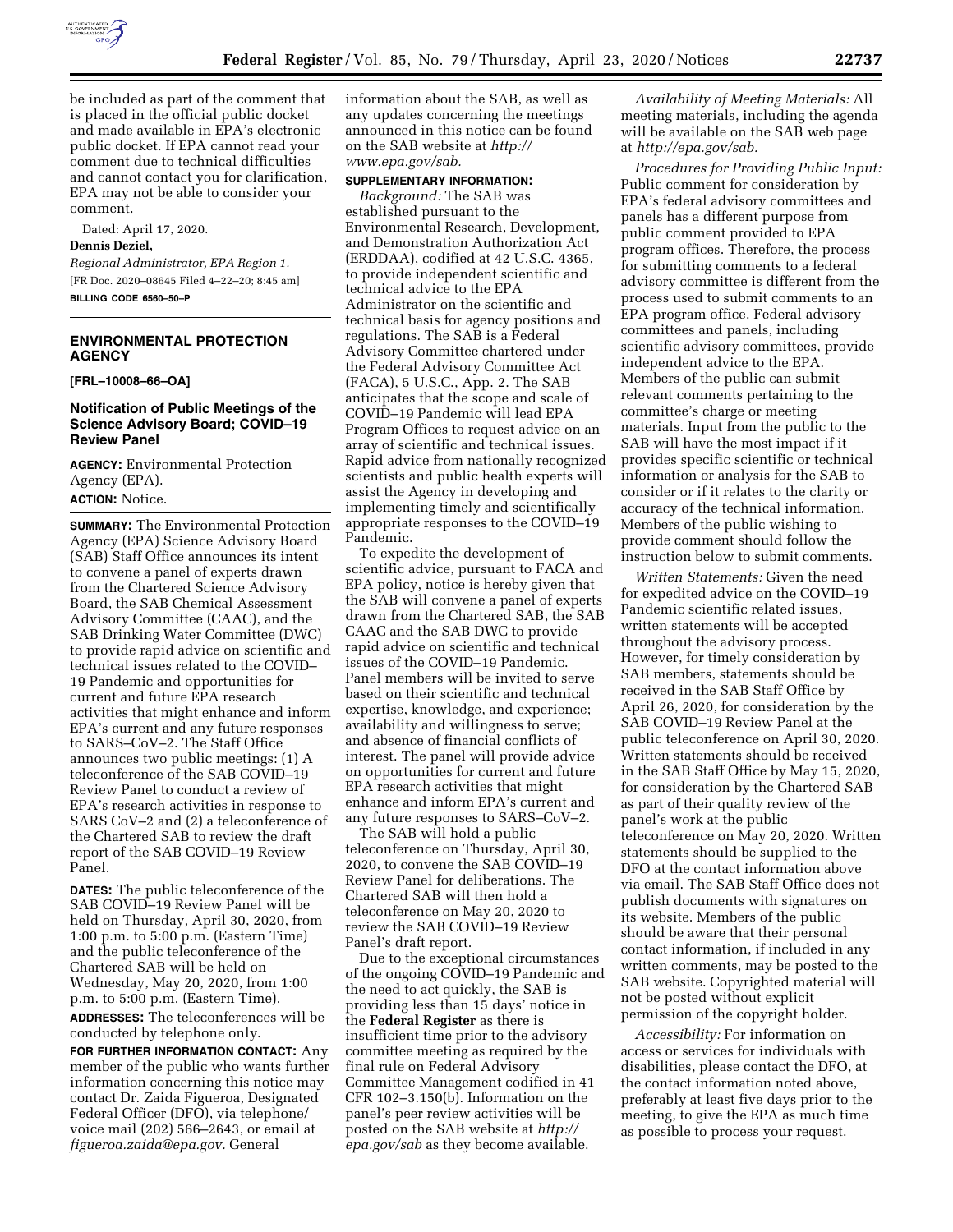be included as part of the comment that is placed in the official public docket and made available in EPA's electronic public docket. If EPA cannot read your comment due to technical difficulties and cannot contact you for clarification, EPA may not be able to consider your comment.

Dated: April 17, 2020.

**Dennis Deziel,**

*Regional Administrator, EPA Region 1.*

[FR Doc. 2020–08645 Filed 4–22–20; 8:45 am]

**BILLING CODE 6560–50–P**

---

## ENVIRONMENTAL PROTECTION AGENCY

**[FRL–10008–66–OA]**

### Notification of Public Meetings of the Science Advisory Board; COVID–19 Review Panel

**AGENCY:** Environmental Protection Agency (EPA).

**ACTION:** Notice.

**SUMMARY:** The Environmental Protection Agency (EPA) Science Advisory Board (SAB) Staff Office announces its intent to convene a panel of experts drawn from the Chartered Science Advisory Board, the SAB Chemical Assessment Advisory Committee (CAAC), and the SAB Drinking Water Committee (DWC) to provide rapid advice on scientific and technical issues related to the COVID–19 Pandemic and opportunities for current and future EPA research activities that might enhance and inform EPA's current and any future responses to SARS–CoV–2. The Staff Office announces two public meetings: (1) A teleconference of the SAB COVID–19 Review Panel to conduct a review of EPA's research activities in response to SARS CoV–2 and (2) a teleconference of the Chartered SAB to review the draft report of the SAB COVID–19 Review Panel.

**DATES:** The public teleconference of the SAB COVID–19 Review Panel will be held on Thursday, April 30, 2020, from 1:00 p.m. to 5:00 p.m. (Eastern Time) and the public teleconference of the Chartered SAB will be held on Wednesday, May 20, 2020, from 1:00 p.m. to 5:00 p.m. (Eastern Time).

**ADDRESSES:** The teleconferences will be conducted by telephone only.

**FOR FURTHER INFORMATION CONTACT:** Any member of the public who wants further information concerning this notice may contact Dr. Zaida Figueroa, Designated Federal Officer (DFO), via telephone/voice mail (202) 566–2643, or email at *figueroa.zaida@epa.gov.* General information about the SAB, as well as any updates concerning the meetings announced in this notice can be found on the SAB website at *http://www.epa.gov/sab.*

**SUPPLEMENTARY INFORMATION:**

*Background:* The SAB was established pursuant to the Environmental Research, Development, and Demonstration Authorization Act (ERDDAA), codified at 42 U.S.C. 4365, to provide independent scientific and technical advice to the EPA Administrator on the scientific and technical basis for agency positions and regulations. The SAB is a Federal Advisory Committee chartered under the Federal Advisory Committee Act (FACA), 5 U.S.C., App. 2. The SAB anticipates that the scope and scale of COVID–19 Pandemic will lead EPA Program Offices to request advice on an array of scientific and technical issues. Rapid advice from nationally recognized scientists and public health experts will assist the Agency in developing and implementing timely and scientifically appropriate responses to the COVID–19 Pandemic.

To expedite the development of scientific advice, pursuant to FACA and EPA policy, notice is hereby given that the SAB will convene a panel of experts drawn from the Chartered SAB, the SAB CAAC and the SAB DWC to provide rapid advice on scientific and technical issues of the COVID–19 Pandemic. Panel members will be invited to serve based on their scientific and technical expertise, knowledge, and experience; availability and willingness to serve; and absence of financial conflicts of interest. The panel will provide advice on opportunities for current and future EPA research activities that might enhance and inform EPA's current and any future responses to SARS–CoV–2.

The SAB will hold a public teleconference on Thursday, April 30, 2020, to convene the SAB COVID–19 Review Panel for deliberations. The Chartered SAB will then hold a teleconference on May 20, 2020 to review the SAB COVID–19 Review Panel's draft report.

Due to the exceptional circumstances of the ongoing COVID–19 Pandemic and the need to act quickly, the SAB is providing less than 15 days' notice in the **Federal Register** as there is insufficient time prior to the advisory committee meeting as required by the final rule on Federal Advisory Committee Management codified in 41 CFR 102–3.150(b). Information on the panel's peer review activities will be posted on the SAB website at *http://epa.gov/sab* as they become available.

*Availability of Meeting Materials:* All meeting materials, including the agenda will be available on the SAB web page at *http://epa.gov/sab.*

*Procedures for Providing Public Input:* Public comment for consideration by EPA's federal advisory committees and panels has a different purpose from public comment provided to EPA program offices. Therefore, the process for submitting comments to a federal advisory committee is different from the process used to submit comments to an EPA program office. Federal advisory committees and panels, including scientific advisory committees, provide independent advice to the EPA. Members of the public can submit relevant comments pertaining to the committee's charge or meeting materials. Input from the public to the SAB will have the most impact if it provides specific scientific or technical information or analysis for the SAB to consider or if it relates to the clarity or accuracy of the technical information. Members of the public wishing to provide comment should follow the instruction below to submit comments.

*Written Statements:* Given the need for expedited advice on the COVID–19 Pandemic scientific related issues, written statements will be accepted throughout the advisory process. However, for timely consideration by SAB members, statements should be received in the SAB Staff Office by April 26, 2020, for consideration by the SAB COVID–19 Review Panel at the public teleconference on April 30, 2020. Written statements should be received in the SAB Staff Office by May 15, 2020, for consideration by the Chartered SAB as part of their quality review of the panel's work at the public teleconference on May 20, 2020. Written statements should be supplied to the DFO at the contact information above via email. The SAB Staff Office does not publish documents with signatures on its website. Members of the public should be aware that their personal contact information, if included in any written comments, may be posted to the SAB website. Copyrighted material will not be posted without explicit permission of the copyright holder.

*Accessibility:* For information on access or services for individuals with disabilities, please contact the DFO, at the contact information noted above, preferably at least five days prior to the meeting, to give the EPA as much time as possible to process your request.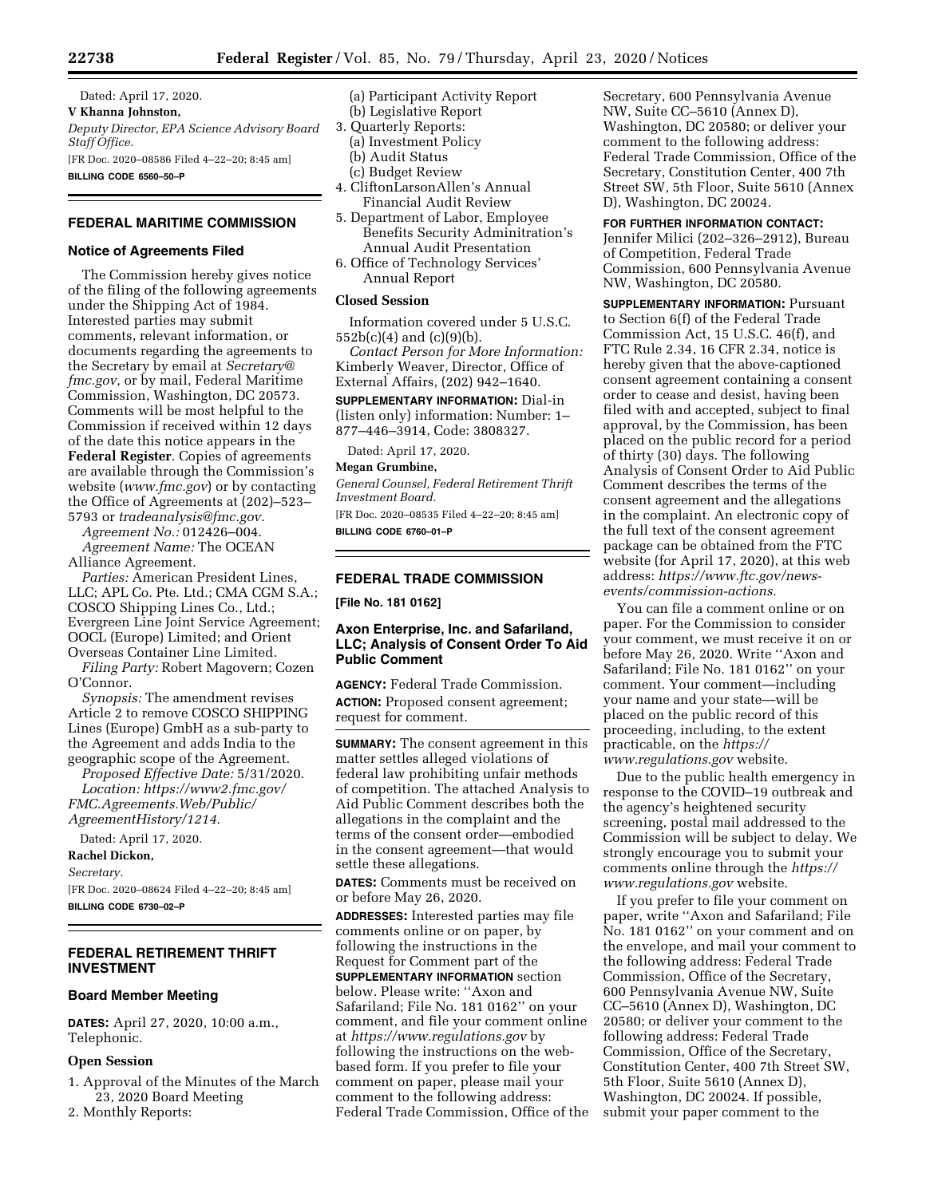Dated: April 17, 2020.

**V Khanna Johnston,**

*Deputy Director, EPA Science Advisory Board Staff Office.*

[FR Doc. 2020–08586 Filed 4–22–20; 8:45 am]

**BILLING CODE 6560–50–P**

## FEDERAL MARITIME COMMISSION

### Notice of Agreements Filed

The Commission hereby gives notice of the filing of the following agreements under the Shipping Act of 1984. Interested parties may submit comments, relevant information, or documents regarding the agreements to the Secretary by email at *Secretary@fmc.gov,* or by mail, Federal Maritime Commission, Washington, DC 20573. Comments will be most helpful to the Commission if received within 12 days of the date this notice appears in the **Federal Register**. Copies of agreements are available through the Commission's website (*www.fmc.gov*) or by contacting the Office of Agreements at (202)–523–5793 or *tradeanalysis@fmc.gov.*

*Agreement No.:* 012426–004.

*Agreement Name:* The OCEAN Alliance Agreement.

*Parties:* American President Lines, LLC; APL Co. Pte. Ltd.; CMA CGM S.A.; COSCO Shipping Lines Co., Ltd.; Evergreen Line Joint Service Agreement; OOCL (Europe) Limited; and Orient Overseas Container Line Limited.

*Filing Party:* Robert Magovern; Cozen O'Connor.

*Synopsis:* The amendment revises Article 2 to remove COSCO SHIPPING Lines (Europe) GmbH as a sub-party to the Agreement and adds India to the geographic scope of the Agreement.

*Proposed Effective Date:* 5/31/2020.

*Location: https://www2.fmc.gov/FMC.Agreements.Web/Public/AgreementHistory/1214.*

Dated: April 17, 2020.

**Rachel Dickon,**

*Secretary.*

[FR Doc. 2020–08624 Filed 4–22–20; 8:45 am]

**BILLING CODE 6730–02–P**

## FEDERAL RETIREMENT THRIFT INVESTMENT

### Board Member Meeting

**DATES:** April 27, 2020, 10:00 a.m., Telephonic.

### Open Session

1. Approval of the Minutes of the March 23, 2020 Board Meeting
2. Monthly Reports:
   (a) Participant Activity Report
   (b) Legislative Report
3. Quarterly Reports:
   (a) Investment Policy
   (b) Audit Status
   (c) Budget Review
4. CliftonLarsonAllen's Annual Financial Audit Review
5. Department of Labor, Employee Benefits Security Adminitration's Annual Audit Presentation
6. Office of Technology Services' Annual Report

### Closed Session

Information covered under 5 U.S.C. 552b(c)(4) and (c)(9)(b).

*Contact Person for More Information:* Kimberly Weaver, Director, Office of External Affairs, (202) 942–1640.

**SUPPLEMENTARY INFORMATION:** Dial-in (listen only) information: Number: 1–877–446–3914, Code: 3808327.

Dated: April 17, 2020.

**Megan Grumbine,**

*General Counsel, Federal Retirement Thrift Investment Board.*

[FR Doc. 2020–08535 Filed 4–22–20; 8:45 am]

**BILLING CODE 6760–01–P**

## FEDERAL TRADE COMMISSION

**[File No. 181 0162]**

### Axon Enterprise, Inc. and Safariland, LLC; Analysis of Consent Order To Aid Public Comment

**AGENCY:** Federal Trade Commission.

**ACTION:** Proposed consent agreement; request for comment.

**SUMMARY:** The consent agreement in this matter settles alleged violations of federal law prohibiting unfair methods of competition. The attached Analysis to Aid Public Comment describes both the allegations in the complaint and the terms of the consent order—embodied in the consent agreement—that would settle these allegations.

**DATES:** Comments must be received on or before May 26, 2020.

**ADDRESSES:** Interested parties may file comments online or on paper, by following the instructions in the Request for Comment part of the **SUPPLEMENTARY INFORMATION** section below. Please write: ''Axon and Safariland; File No. 181 0162'' on your comment, and file your comment online at *https://www.regulations.gov* by following the instructions on the web-based form. If you prefer to file your comment on paper, please mail your comment to the following address: Federal Trade Commission, Office of the Secretary, 600 Pennsylvania Avenue NW, Suite CC–5610 (Annex D), Washington, DC 20580; or deliver your comment to the following address: Federal Trade Commission, Office of the Secretary, Constitution Center, 400 7th Street SW, 5th Floor, Suite 5610 (Annex D), Washington, DC 20024.

**FOR FURTHER INFORMATION CONTACT:** Jennifer Milici (202–326–2912), Bureau of Competition, Federal Trade Commission, 600 Pennsylvania Avenue NW, Washington, DC 20580.

**SUPPLEMENTARY INFORMATION:** Pursuant to Section 6(f) of the Federal Trade Commission Act, 15 U.S.C. 46(f), and FTC Rule 2.34, 16 CFR 2.34, notice is hereby given that the above-captioned consent agreement containing a consent order to cease and desist, having been filed with and accepted, subject to final approval, by the Commission, has been placed on the public record for a period of thirty (30) days. The following Analysis of Consent Order to Aid Public Comment describes the terms of the consent agreement and the allegations in the complaint. An electronic copy of the full text of the consent agreement package can be obtained from the FTC website (for April 17, 2020), at this web address: *https://www.ftc.gov/news-events/commission-actions.*

You can file a comment online or on paper. For the Commission to consider your comment, we must receive it on or before May 26, 2020. Write ''Axon and Safariland; File No. 181 0162'' on your comment. Your comment—including your name and your state—will be placed on the public record of this proceeding, including, to the extent practicable, on the *https://www.regulations.gov* website.

Due to the public health emergency in response to the COVID–19 outbreak and the agency's heightened security screening, postal mail addressed to the Commission will be subject to delay. We strongly encourage you to submit your comments online through the *https://www.regulations.gov* website.

If you prefer to file your comment on paper, write ''Axon and Safariland; File No. 181 0162'' on your comment and on the envelope, and mail your comment to the following address: Federal Trade Commission, Office of the Secretary, 600 Pennsylvania Avenue NW, Suite CC–5610 (Annex D), Washington, DC 20580; or deliver your comment to the following address: Federal Trade Commission, Office of the Secretary, Constitution Center, 400 7th Street SW, 5th Floor, Suite 5610 (Annex D), Washington, DC 20024. If possible, submit your paper comment to the